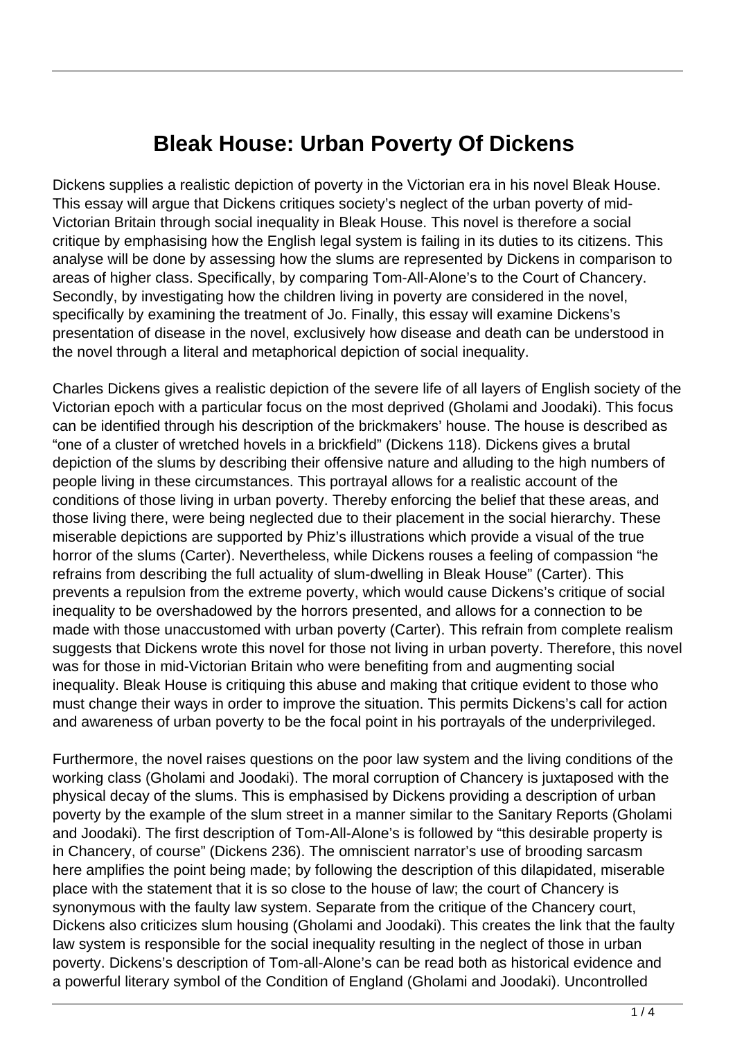# Bleak House: Urban Poverty Of Dickens

Dickens supplies a realistic depiction of poverty in the Victorian era in his novel Bleak House. This essay will argue that Dickens critiques society's neglect of the urban poverty of mid-Victorian Britain through social inequality in Bleak House. This novel is therefore a social critique by emphasising how the English legal system is failing in its duties to its citizens. This analyse will be done by assessing how the slums are represented by Dickens in comparison to areas of higher class. Specifically, by comparing Tom-All-Alone's to the Court of Chancery. Secondly, by investigating how the children living in poverty are considered in the novel, specifically by examining the treatment of Jo. Finally, this essay will examine Dickens's presentation of disease in the novel, exclusively how disease and death can be understood in the novel through a literal and metaphorical depiction of social inequality.

Charles Dickens gives a realistic depiction of the severe life of all layers of English society of the Victorian epoch with a particular focus on the most deprived (Gholami and Joodaki). This focus can be identified through his description of the brickmakers' house. The house is described as "one of a cluster of wretched hovels in a brickfield" (Dickens 118). Dickens gives a brutal depiction of the slums by describing their offensive nature and alluding to the high numbers of people living in these circumstances. This portrayal allows for a realistic account of the conditions of those living in urban poverty. Thereby enforcing the belief that these areas, and those living there, were being neglected due to their placement in the social hierarchy. These miserable depictions are supported by Phiz's illustrations which provide a visual of the true horror of the slums (Carter). Nevertheless, while Dickens rouses a feeling of compassion "he refrains from describing the full actuality of slum-dwelling in Bleak House" (Carter). This prevents a repulsion from the extreme poverty, which would cause Dickens's critique of social inequality to be overshadowed by the horrors presented, and allows for a connection to be made with those unaccustomed with urban poverty (Carter). This refrain from complete realism suggests that Dickens wrote this novel for those not living in urban poverty. Therefore, this novel was for those in mid-Victorian Britain who were benefiting from and augmenting social inequality. Bleak House is critiquing this abuse and making that critique evident to those who must change their ways in order to improve the situation. This permits Dickens's call for action and awareness of urban poverty to be the focal point in his portrayals of the underprivileged.

Furthermore, the novel raises questions on the poor law system and the living conditions of the working class (Gholami and Joodaki). The moral corruption of Chancery is juxtaposed with the physical decay of the slums. This is emphasised by Dickens providing a description of urban poverty by the example of the slum street in a manner similar to the Sanitary Reports (Gholami and Joodaki). The first description of Tom-All-Alone's is followed by "this desirable property is in Chancery, of course" (Dickens 236). The omniscient narrator's use of brooding sarcasm here amplifies the point being made; by following the description of this dilapidated, miserable place with the statement that it is so close to the house of law; the court of Chancery is synonymous with the faulty law system. Separate from the critique of the Chancery court, Dickens also criticizes slum housing (Gholami and Joodaki). This creates the link that the faulty law system is responsible for the social inequality resulting in the neglect of those in urban poverty. Dickens's description of Tom-all-Alone's can be read both as historical evidence and a powerful literary symbol of the Condition of England (Gholami and Joodaki). Uncontrolled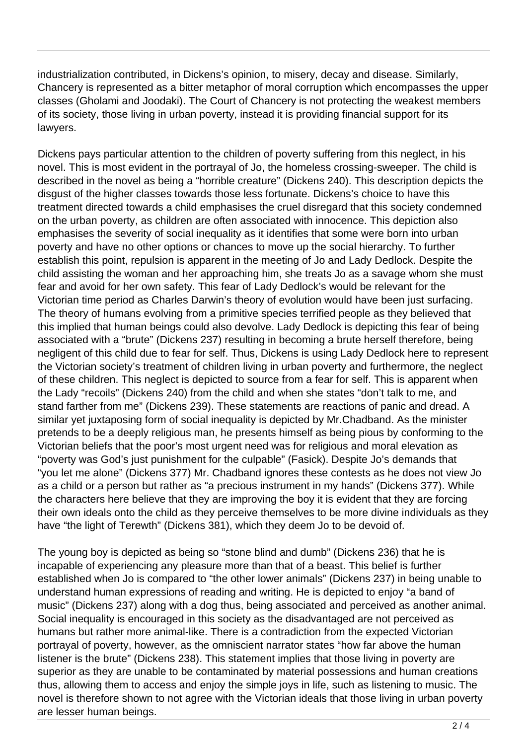industrialization contributed, in Dickens's opinion, to misery, decay and disease. Similarly, Chancery is represented as a bitter metaphor of moral corruption which encompasses the upper classes (Gholami and Joodaki). The Court of Chancery is not protecting the weakest members of its society, those living in urban poverty, instead it is providing financial support for its lawyers.

Dickens pays particular attention to the children of poverty suffering from this neglect, in his novel. This is most evident in the portrayal of Jo, the homeless crossing-sweeper. The child is described in the novel as being a "horrible creature" (Dickens 240). This description depicts the disgust of the higher classes towards those less fortunate. Dickens's choice to have this treatment directed towards a child emphasises the cruel disregard that this society condemned on the urban poverty, as children are often associated with innocence. This depiction also emphasises the severity of social inequality as it identifies that some were born into urban poverty and have no other options or chances to move up the social hierarchy. To further establish this point, repulsion is apparent in the meeting of Jo and Lady Dedlock. Despite the child assisting the woman and her approaching him, she treats Jo as a savage whom she must fear and avoid for her own safety. This fear of Lady Dedlock's would be relevant for the Victorian time period as Charles Darwin's theory of evolution would have been just surfacing. The theory of humans evolving from a primitive species terrified people as they believed that this implied that human beings could also devolve. Lady Dedlock is depicting this fear of being associated with a "brute" (Dickens 237) resulting in becoming a brute herself therefore, being negligent of this child due to fear for self. Thus, Dickens is using Lady Dedlock here to represent the Victorian society's treatment of children living in urban poverty and furthermore, the neglect of these children. This neglect is depicted to source from a fear for self. This is apparent when the Lady "recoils" (Dickens 240) from the child and when she states "don't talk to me, and stand farther from me" (Dickens 239). These statements are reactions of panic and dread. A similar yet juxtaposing form of social inequality is depicted by Mr.Chadband. As the minister pretends to be a deeply religious man, he presents himself as being pious by conforming to the Victorian beliefs that the poor's most urgent need was for religious and moral elevation as "poverty was God's just punishment for the culpable" (Fasick). Despite Jo's demands that "you let me alone" (Dickens 377) Mr. Chadband ignores these contests as he does not view Jo as a child or a person but rather as "a precious instrument in my hands" (Dickens 377). While the characters here believe that they are improving the boy it is evident that they are forcing their own ideals onto the child as they perceive themselves to be more divine individuals as they have "the light of Terewth" (Dickens 381), which they deem Jo to be devoid of.

The young boy is depicted as being so "stone blind and dumb" (Dickens 236) that he is incapable of experiencing any pleasure more than that of a beast. This belief is further established when Jo is compared to "the other lower animals" (Dickens 237) in being unable to understand human expressions of reading and writing. He is depicted to enjoy "a band of music" (Dickens 237) along with a dog thus, being associated and perceived as another animal. Social inequality is encouraged in this society as the disadvantaged are not perceived as humans but rather more animal-like. There is a contradiction from the expected Victorian portrayal of poverty, however, as the omniscient narrator states "how far above the human listener is the brute" (Dickens 238). This statement implies that those living in poverty are superior as they are unable to be contaminated by material possessions and human creations thus, allowing them to access and enjoy the simple joys in life, such as listening to music. The novel is therefore shown to not agree with the Victorian ideals that those living in urban poverty are lesser human beings.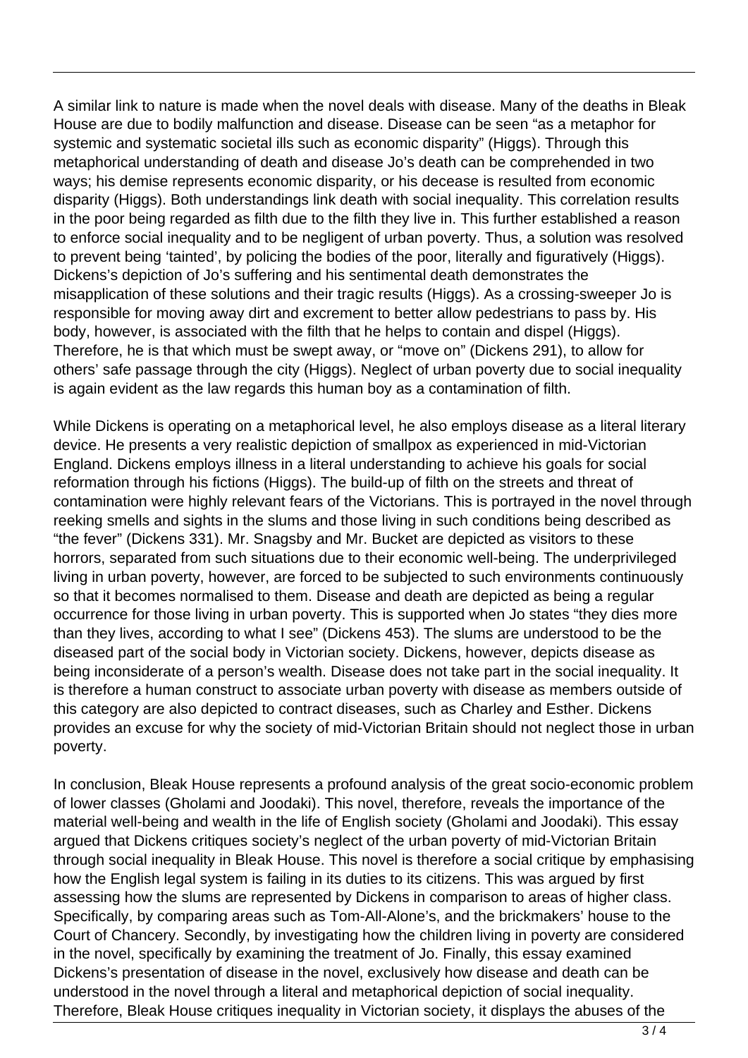A similar link to nature is made when the novel deals with disease. Many of the deaths in Bleak House are due to bodily malfunction and disease. Disease can be seen "as a metaphor for systemic and systematic societal ills such as economic disparity" (Higgs). Through this metaphorical understanding of death and disease Jo's death can be comprehended in two ways; his demise represents economic disparity, or his decease is resulted from economic disparity (Higgs). Both understandings link death with social inequality. This correlation results in the poor being regarded as filth due to the filth they live in. This further established a reason to enforce social inequality and to be negligent of urban poverty. Thus, a solution was resolved to prevent being 'tainted', by policing the bodies of the poor, literally and figuratively (Higgs). Dickens's depiction of Jo's suffering and his sentimental death demonstrates the misapplication of these solutions and their tragic results (Higgs). As a crossing-sweeper Jo is responsible for moving away dirt and excrement to better allow pedestrians to pass by. His body, however, is associated with the filth that he helps to contain and dispel (Higgs). Therefore, he is that which must be swept away, or "move on" (Dickens 291), to allow for others' safe passage through the city (Higgs). Neglect of urban poverty due to social inequality is again evident as the law regards this human boy as a contamination of filth.

While Dickens is operating on a metaphorical level, he also employs disease as a literal literary device. He presents a very realistic depiction of smallpox as experienced in mid-Victorian England. Dickens employs illness in a literal understanding to achieve his goals for social reformation through his fictions (Higgs). The build-up of filth on the streets and threat of contamination were highly relevant fears of the Victorians. This is portrayed in the novel through reeking smells and sights in the slums and those living in such conditions being described as "the fever" (Dickens 331). Mr. Snagsby and Mr. Bucket are depicted as visitors to these horrors, separated from such situations due to their economic well-being. The underprivileged living in urban poverty, however, are forced to be subjected to such environments continuously so that it becomes normalised to them. Disease and death are depicted as being a regular occurrence for those living in urban poverty. This is supported when Jo states "they dies more than they lives, according to what I see" (Dickens 453). The slums are understood to be the diseased part of the social body in Victorian society. Dickens, however, depicts disease as being inconsiderate of a person's wealth. Disease does not take part in the social inequality. It is therefore a human construct to associate urban poverty with disease as members outside of this category are also depicted to contract diseases, such as Charley and Esther. Dickens provides an excuse for why the society of mid-Victorian Britain should not neglect those in urban poverty.

In conclusion, Bleak House represents a profound analysis of the great socio-economic problem of lower classes (Gholami and Joodaki). This novel, therefore, reveals the importance of the material well-being and wealth in the life of English society (Gholami and Joodaki). This essay argued that Dickens critiques society's neglect of the urban poverty of mid-Victorian Britain through social inequality in Bleak House. This novel is therefore a social critique by emphasising how the English legal system is failing in its duties to its citizens. This was argued by first assessing how the slums are represented by Dickens in comparison to areas of higher class. Specifically, by comparing areas such as Tom-All-Alone's, and the brickmakers' house to the Court of Chancery. Secondly, by investigating how the children living in poverty are considered in the novel, specifically by examining the treatment of Jo. Finally, this essay examined Dickens's presentation of disease in the novel, exclusively how disease and death can be understood in the novel through a literal and metaphorical depiction of social inequality. Therefore, Bleak House critiques inequality in Victorian society, it displays the abuses of the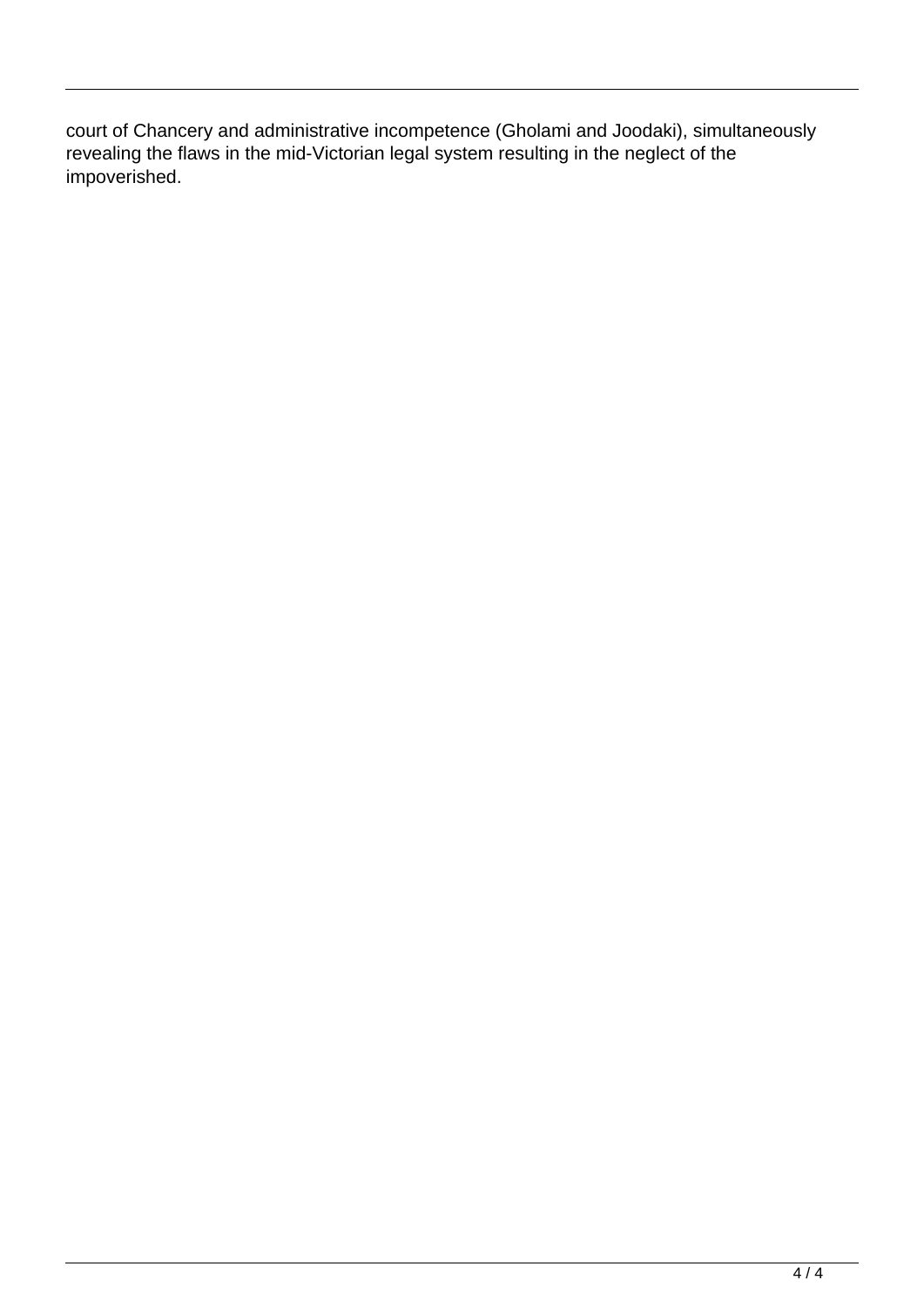court of Chancery and administrative incompetence (Gholami and Joodaki), simultaneously revealing the flaws in the mid-Victorian legal system resulting in the neglect of the impoverished.